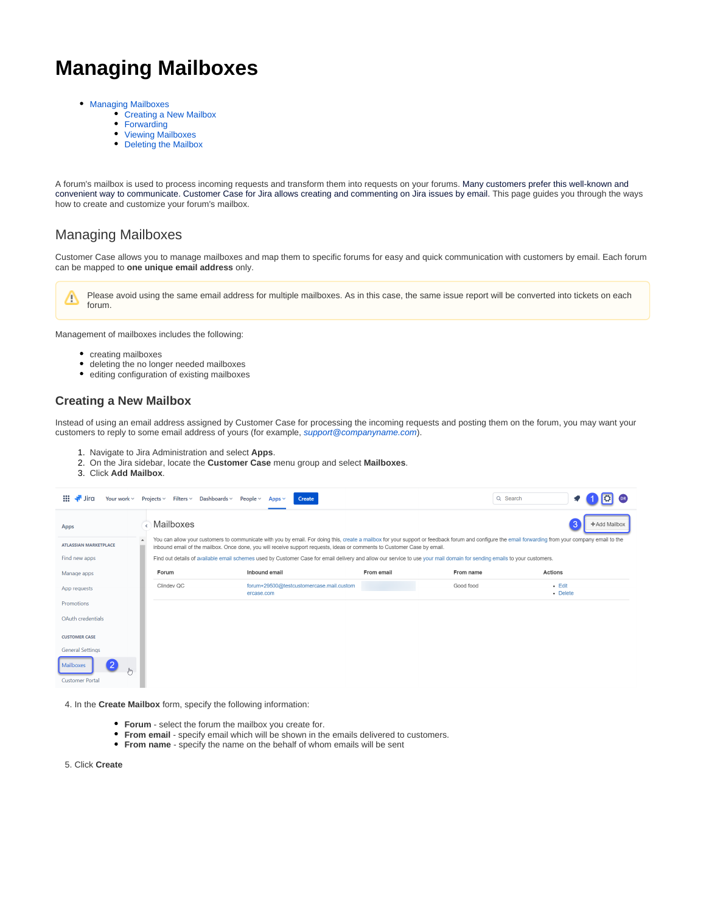# Managing Mailboxes

- Managing Mailboxes
  - Creating a New Mailbox
  - Forwarding
  - Viewing Mailboxes
  - Deleting the Mailbox

A forum's mailbox is used to process incoming requests and transform them into requests on your forums. Many customers prefer this well-known and convenient way to communicate. Customer Case for Jira allows creating and commenting on Jira issues by email. This page guides you through the ways how to create and customize your forum's mailbox.

## Managing Mailboxes

Customer Case allows you to manage mailboxes and map them to specific forums for easy and quick communication with customers by email. Each forum can be mapped to **one unique email address** only.

> Please avoid using the same email address for multiple mailboxes. As in this case, the same issue report will be converted into tickets on each forum.

Management of mailboxes includes the following:

- creating mailboxes
- deleting the no longer needed mailboxes
- editing configuration of existing mailboxes

### Creating a New Mailbox

Instead of using an email address assigned by Customer Case for processing the incoming requests and posting them on the forum, you may want your customers to reply to some email address of yours (for example, *support@companyname.com*).

1. Navigate to Jira Administration and select **Apps**.
2. On the Jira sidebar, locate the **Customer Case** menu group and select **Mailboxes**.
3. Click **Add Mailbox**.

4. In the **Create Mailbox** form, specify the following information:

   - **Forum** - select the forum the mailbox you create for.
   - **From email** - specify email which will be shown in the emails delivered to customers.
   - **From name** - specify the name on the behalf of whom emails will be sent

5. Click **Create**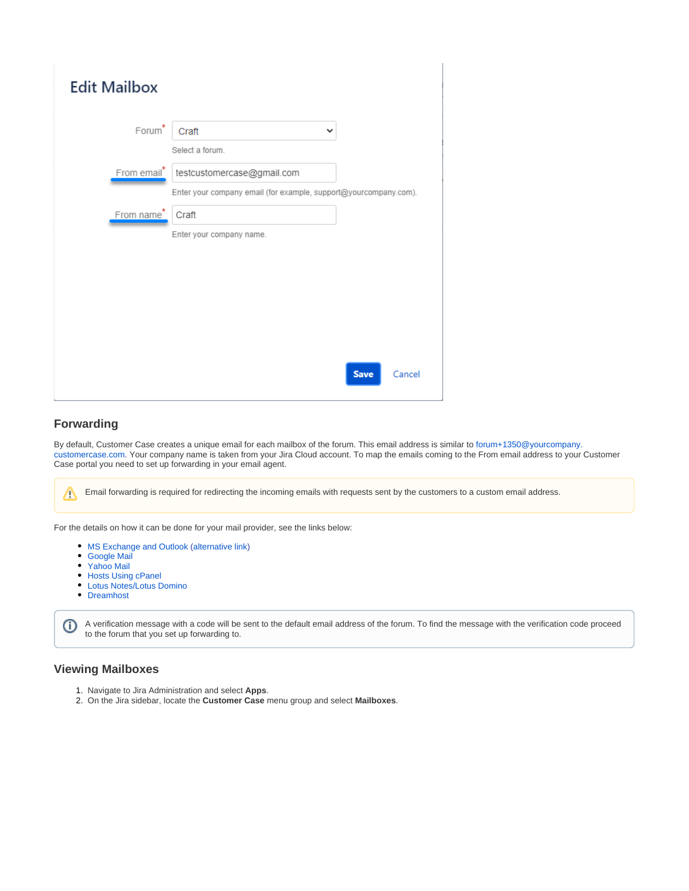## Forwarding

By default, Customer Case creates a unique email for each mailbox of the forum. This email address is similar to forum+1350@yourcompany.customercase.com. Your company name is taken from your Jira Cloud account. To map the emails coming to the From email address to your Customer Case portal you need to set up forwarding in your email agent.

Email forwarding is required for redirecting the incoming emails with requests sent by the customers to a custom email address.

For the details on how it can be done for your mail provider, see the links below:

- MS Exchange and Outlook (alternative link)
- Google Mail
- Yahoo Mail
- Hosts Using cPanel
- Lotus Notes/Lotus Domino
- Dreamhost

A verification message with a code will be sent to the default email address of the forum. To find the message with the verification code proceed to the forum that you set up forwarding to.

## Viewing Mailboxes

1. Navigate to Jira Administration and select **Apps**.
2. On the Jira sidebar, locate the **Customer Case** menu group and select **Mailboxes**.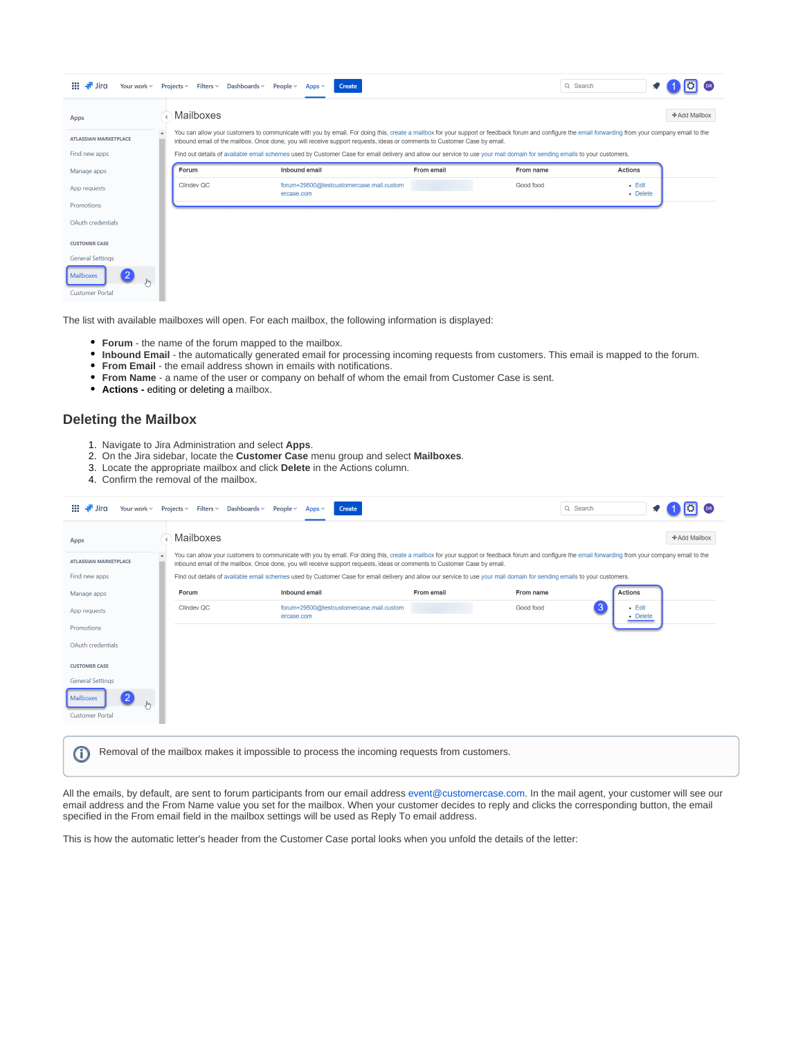The list with available mailboxes will open. For each mailbox, the following information is displayed:

- **Forum** - the name of the forum mapped to the mailbox.
- **Inbound Email** - the automatically generated email for processing incoming requests from customers. This email is mapped to the forum.
- **From Email** - the email address shown in emails with notifications.
- **From Name** - a name of the user or company on behalf of whom the email from Customer Case is sent.
- **Actions -** editing or deleting a mailbox.

## Deleting the Mailbox

1. Navigate to Jira Administration and select **Apps**.
2. On the Jira sidebar, locate the **Customer Case** menu group and select **Mailboxes**.
3. Locate the appropriate mailbox and click **Delete** in the Actions column.
4. Confirm the removal of the mailbox.

> Removal of the mailbox makes it impossible to process the incoming requests from customers.

All the emails, by default, are sent to forum participants from our email address event@customercase.com. In the mail agent, your customer will see our email address and the From Name value you set for the mailbox. When your customer decides to reply and clicks the corresponding button, the email specified in the From email field in the mailbox settings will be used as Reply To email address.

This is how the automatic letter's header from the Customer Case portal looks when you unfold the details of the letter: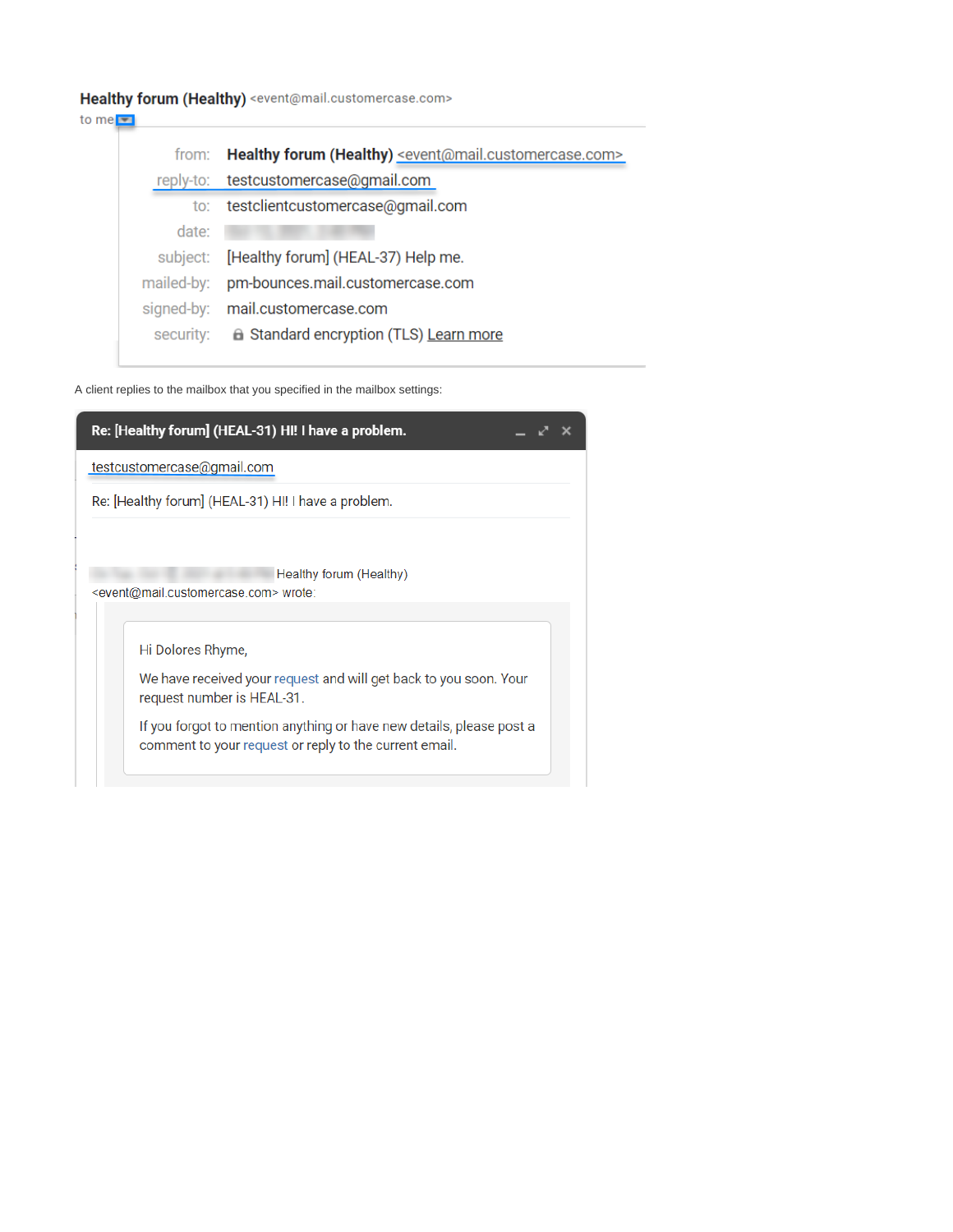**Healthy forum (Healthy)** <event@mail.customercase.com>
to me

from: **Healthy forum (Healthy)** <event@mail.customercase.com>
reply-to: testcustomercase@gmail.com
to: testclientcustomercase@gmail.com
date:
subject: [Healthy forum] (HEAL-37) Help me.
mailed-by: pm-bounces.mail.customercase.com
signed-by: mail.customercase.com
security: Standard encryption (TLS) Learn more

A client replies to the mailbox that you specified in the mailbox settings:

**Re: [Healthy forum] (HEAL-31) HI! I have a problem.**

testcustomercase@gmail.com

Re: [Healthy forum] (HEAL-31) HI! I have a problem.

Healthy forum (Healthy) <event@mail.customercase.com> wrote:

> Hi Dolores Rhyme,
>
> We have received your request and will get back to you soon. Your request number is HEAL-31.
>
> If you forgot to mention anything or have new details, please post a comment to your request or reply to the current email.